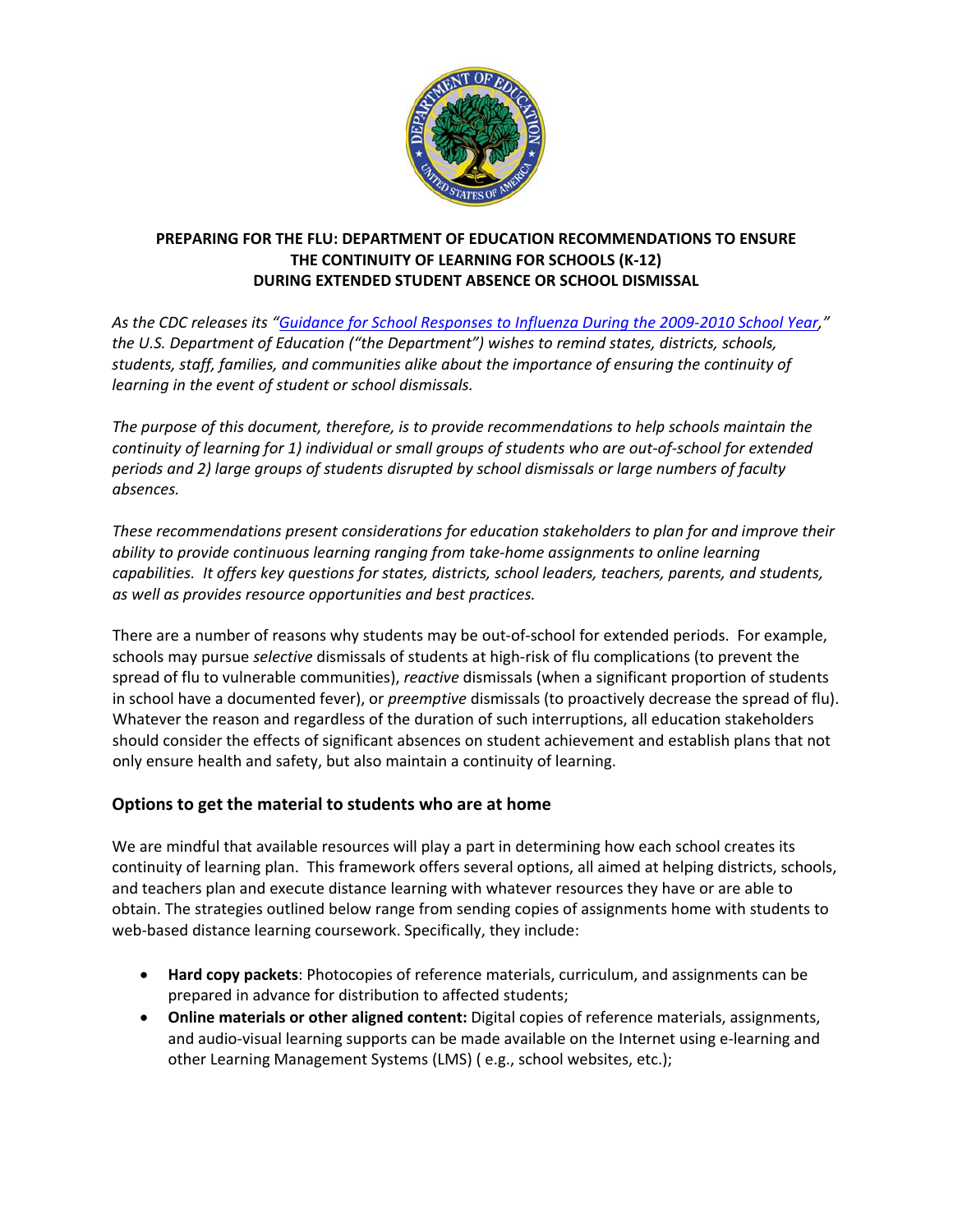# PREPARING FOR THE FLU: DEPARTMENT OF EDUCATION RECOMMENDATIONS TO ENSURE THE CONTINUITY OF LEARNING FOR SCHOOLS (K-12) DURING EXTENDED STUDENT ABSENCE OR SCHOOL DISMISSAL

*As the CDC releases its "Guidance for School Responses to Influenza During the 2009-2010 School Year," the U.S. Department of Education ("the Department") wishes to remind states, districts, schools, students, staff, families, and communities alike about the importance of ensuring the continuity of learning in the event of student or school dismissals.*

*The purpose of this document, therefore, is to provide recommendations to help schools maintain the continuity of learning for 1) individual or small groups of students who are out-of-school for extended periods and 2) large groups of students disrupted by school dismissals or large numbers of faculty absences.*

*These recommendations present considerations for education stakeholders to plan for and improve their ability to provide continuous learning ranging from take-home assignments to online learning capabilities. It offers key questions for states, districts, school leaders, teachers, parents, and students, as well as provides resource opportunities and best practices.*

There are a number of reasons why students may be out-of-school for extended periods. For example, schools may pursue *selective* dismissals of students at high-risk of flu complications (to prevent the spread of flu to vulnerable communities), *reactive* dismissals (when a significant proportion of students in school have a documented fever), or *preemptive* dismissals (to proactively decrease the spread of flu). Whatever the reason and regardless of the duration of such interruptions, all education stakeholders should consider the effects of significant absences on student achievement and establish plans that not only ensure health and safety, but also maintain a continuity of learning.

## Options to get the material to students who are at home

We are mindful that available resources will play a part in determining how each school creates its continuity of learning plan. This framework offers several options, all aimed at helping districts, schools, and teachers plan and execute distance learning with whatever resources they have or are able to obtain. The strategies outlined below range from sending copies of assignments home with students to web-based distance learning coursework. Specifically, they include:

- **Hard copy packets**: Photocopies of reference materials, curriculum, and assignments can be prepared in advance for distribution to affected students;
- **Online materials or other aligned content:** Digital copies of reference materials, assignments, and audio-visual learning supports can be made available on the Internet using e-learning and other Learning Management Systems (LMS) ( e.g., school websites, etc.);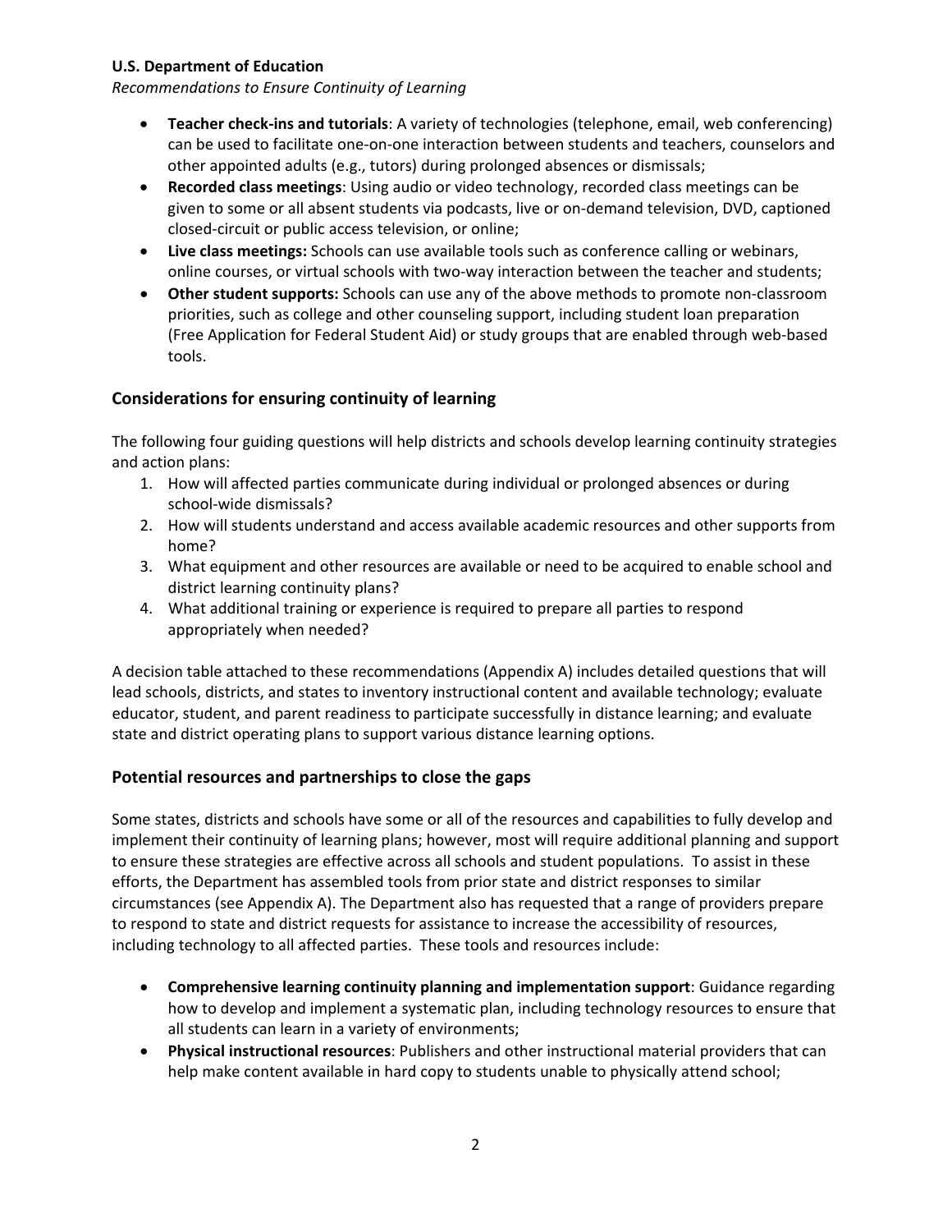- **Teacher check-ins and tutorials**: A variety of technologies (telephone, email, web conferencing) can be used to facilitate one-on-one interaction between students and teachers, counselors and other appointed adults (e.g., tutors) during prolonged absences or dismissals;
- **Recorded class meetings**: Using audio or video technology, recorded class meetings can be given to some or all absent students via podcasts, live or on-demand television, DVD, captioned closed-circuit or public access television, or online;
- **Live class meetings:** Schools can use available tools such as conference calling or webinars, online courses, or virtual schools with two-way interaction between the teacher and students;
- **Other student supports:** Schools can use any of the above methods to promote non-classroom priorities, such as college and other counseling support, including student loan preparation (Free Application for Federal Student Aid) or study groups that are enabled through web-based tools.

## Considerations for ensuring continuity of learning

The following four guiding questions will help districts and schools develop learning continuity strategies and action plans:

1. How will affected parties communicate during individual or prolonged absences or during school-wide dismissals?
2. How will students understand and access available academic resources and other supports from home?
3. What equipment and other resources are available or need to be acquired to enable school and district learning continuity plans?
4. What additional training or experience is required to prepare all parties to respond appropriately when needed?

A decision table attached to these recommendations (Appendix A) includes detailed questions that will lead schools, districts, and states to inventory instructional content and available technology; evaluate educator, student, and parent readiness to participate successfully in distance learning; and evaluate state and district operating plans to support various distance learning options.

## Potential resources and partnerships to close the gaps

Some states, districts and schools have some or all of the resources and capabilities to fully develop and implement their continuity of learning plans; however, most will require additional planning and support to ensure these strategies are effective across all schools and student populations. To assist in these efforts, the Department has assembled tools from prior state and district responses to similar circumstances (see Appendix A). The Department also has requested that a range of providers prepare to respond to state and district requests for assistance to increase the accessibility of resources, including technology to all affected parties. These tools and resources include:

- **Comprehensive learning continuity planning and implementation support**: Guidance regarding how to develop and implement a systematic plan, including technology resources to ensure that all students can learn in a variety of environments;
- **Physical instructional resources**: Publishers and other instructional material providers that can help make content available in hard copy to students unable to physically attend school;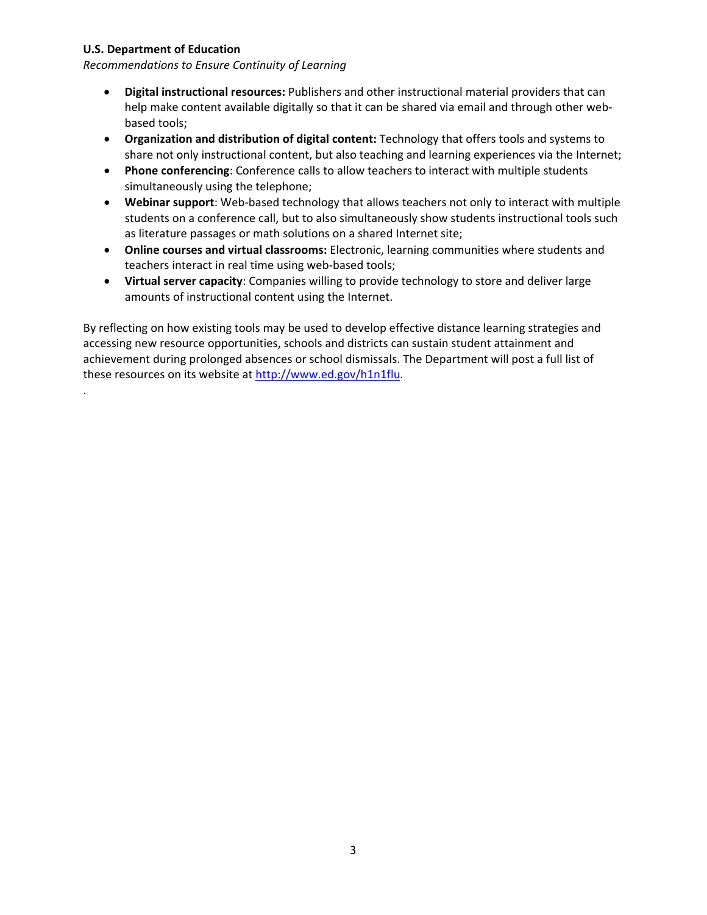- **Digital instructional resources:** Publishers and other instructional material providers that can help make content available digitally so that it can be shared via email and through other web-based tools;
- **Organization and distribution of digital content:** Technology that offers tools and systems to share not only instructional content, but also teaching and learning experiences via the Internet;
- **Phone conferencing**: Conference calls to allow teachers to interact with multiple students simultaneously using the telephone;
- **Webinar support**: Web-based technology that allows teachers not only to interact with multiple students on a conference call, but to also simultaneously show students instructional tools such as literature passages or math solutions on a shared Internet site;
- **Online courses and virtual classrooms:** Electronic, learning communities where students and teachers interact in real time using web-based tools;
- **Virtual server capacity**: Companies willing to provide technology to store and deliver large amounts of instructional content using the Internet.

By reflecting on how existing tools may be used to develop effective distance learning strategies and accessing new resource opportunities, schools and districts can sustain student attainment and achievement during prolonged absences or school dismissals. The Department will post a full list of these resources on its website at http://www.ed.gov/h1n1flu.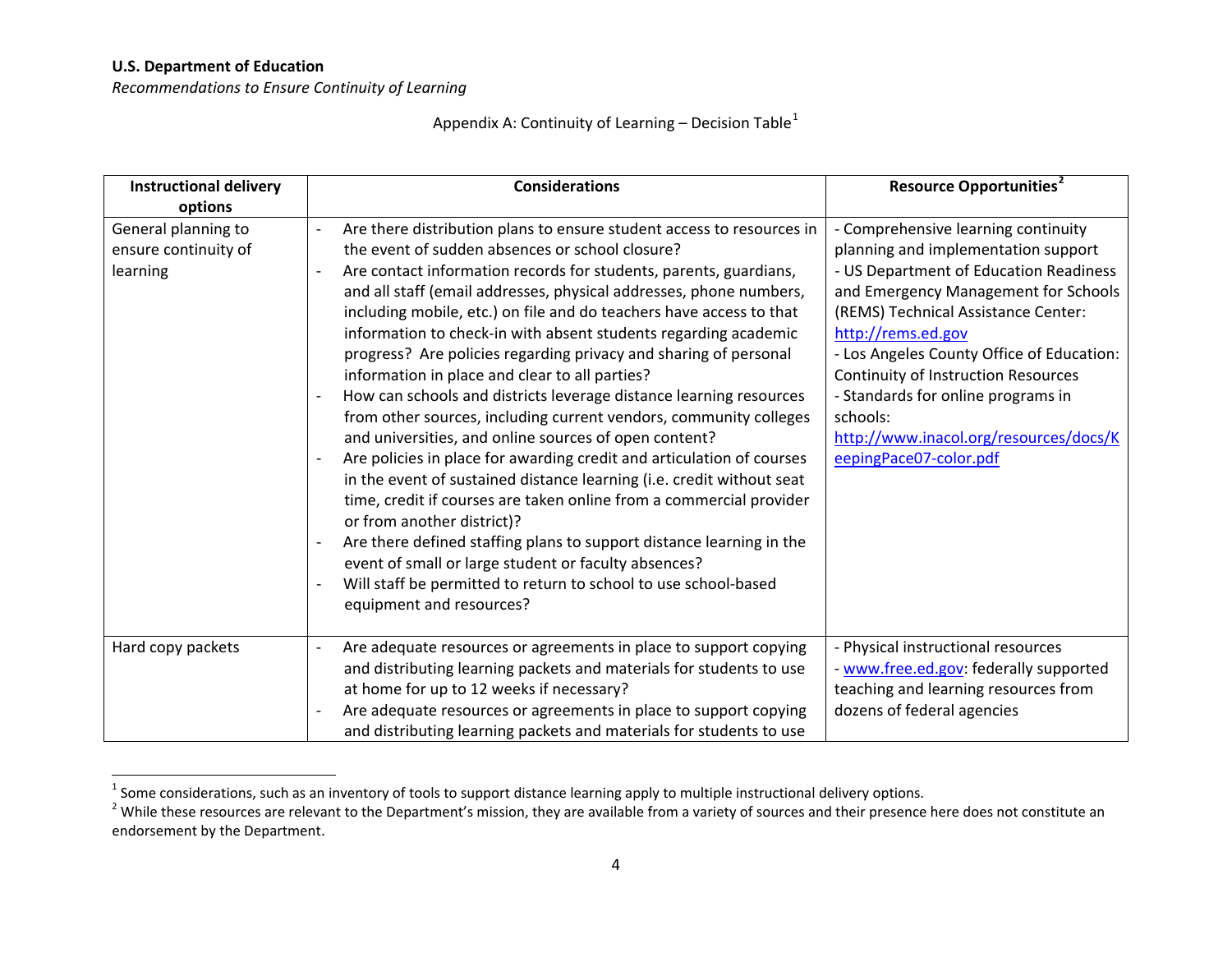**U.S. Department of Education**

*Recommendations to Ensure Continuity of Learning*

Appendix A: Continuity of Learning – Decision Table[1]

| Instructional delivery options | Considerations | Resource Opportunities[2] |
|---|---|---|
| General planning to ensure continuity of learning | - Are there distribution plans to ensure student access to resources in the event of sudden absences or school closure?<br>- Are contact information records for students, parents, guardians, and all staff (email addresses, physical addresses, phone numbers, including mobile, etc.) on file and do teachers have access to that information to check-in with absent students regarding academic progress? Are policies regarding privacy and sharing of personal information in place and clear to all parties?<br>- How can schools and districts leverage distance learning resources from other sources, including current vendors, community colleges and universities, and online sources of open content?<br>- Are policies in place for awarding credit and articulation of courses in the event of sustained distance learning (i.e. credit without seat time, credit if courses are taken online from a commercial provider or from another district)?<br>- Are there defined staffing plans to support distance learning in the event of small or large student or faculty absences?<br>- Will staff be permitted to return to school to use school-based equipment and resources? | - Comprehensive learning continuity planning and implementation support<br>- US Department of Education Readiness and Emergency Management for Schools (REMS) Technical Assistance Center: http://rems.ed.gov<br>- Los Angeles County Office of Education: Continuity of Instruction Resources<br>- Standards for online programs in schools: http://www.inacol.org/resources/docs/KeepingPace07-color.pdf |
| Hard copy packets | - Are adequate resources or agreements in place to support copying and distributing learning packets and materials for students to use at home for up to 12 weeks if necessary?<br>- Are adequate resources or agreements in place to support copying and distributing learning packets and materials for students to use | - Physical instructional resources<br>- www.free.ed.gov: federally supported teaching and learning resources from dozens of federal agencies |

[1] Some considerations, such as an inventory of tools to support distance learning apply to multiple instructional delivery options.

[2] While these resources are relevant to the Department's mission, they are available from a variety of sources and their presence here does not constitute an endorsement by the Department.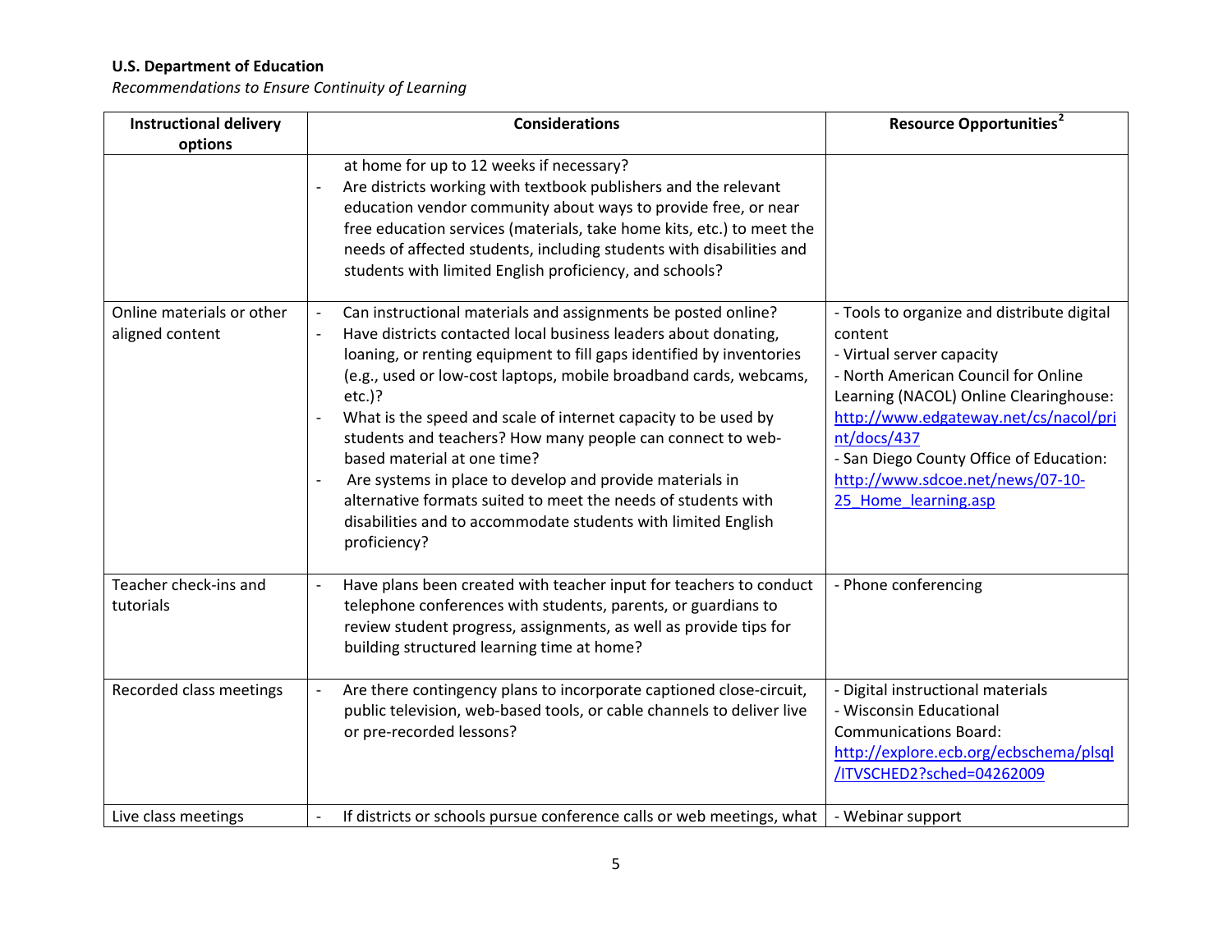| Instructional delivery options | Considerations | Resource Opportunities[2] |
|---|---|---|
| | at home for up to 12 weeks if necessary?<br>- Are districts working with textbook publishers and the relevant education vendor community about ways to provide free, or near free education services (materials, take home kits, etc.) to meet the needs of affected students, including students with disabilities and students with limited English proficiency, and schools? | |
| Online materials or other aligned content | - Can instructional materials and assignments be posted online?<br>- Have districts contacted local business leaders about donating, loaning, or renting equipment to fill gaps identified by inventories (e.g., used or low-cost laptops, mobile broadband cards, webcams, etc.)?<br>- What is the speed and scale of internet capacity to be used by students and teachers? How many people can connect to web-based material at one time?<br>- Are systems in place to develop and provide materials in alternative formats suited to meet the needs of students with disabilities and to accommodate students with limited English proficiency? | - Tools to organize and distribute digital content<br>- Virtual server capacity<br>- North American Council for Online Learning (NACOL) Online Clearinghouse: http://www.edgateway.net/cs/nacol/print/docs/437<br>- San Diego County Office of Education: http://www.sdcoe.net/news/07-10-25_Home_learning.asp |
| Teacher check-ins and tutorials | - Have plans been created with teacher input for teachers to conduct telephone conferences with students, parents, or guardians to review student progress, assignments, as well as provide tips for building structured learning time at home? | - Phone conferencing |
| Recorded class meetings | - Are there contingency plans to incorporate captioned close-circuit, public television, web-based tools, or cable channels to deliver live or pre-recorded lessons? | - Digital instructional materials<br>- Wisconsin Educational Communications Board: http://explore.ecb.org/ecbschema/plsql/ITVSCHED2?sched=04262009 |
| Live class meetings | - If districts or schools pursue conference calls or web meetings, what | - Webinar support |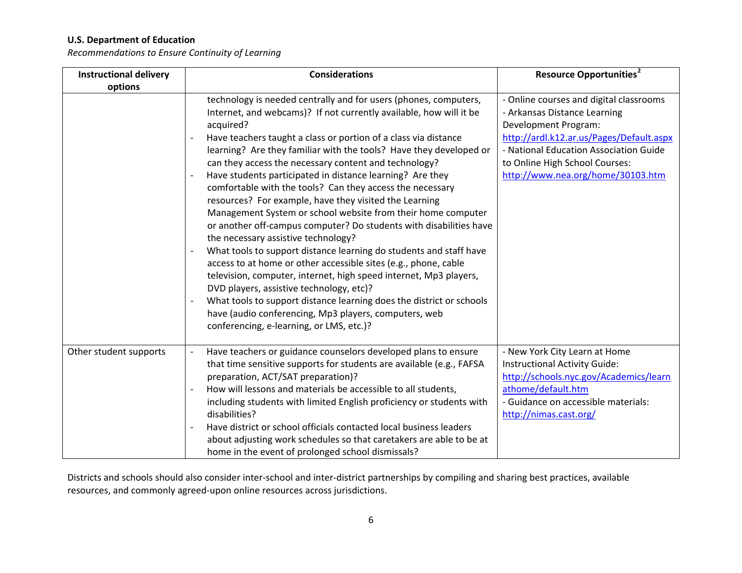**U.S. Department of Education**

*Recommendations to Ensure Continuity of Learning*

| Instructional delivery options | Considerations | Resource Opportunities[2] |
|---|---|---|
| | technology is needed centrally and for users (phones, computers, Internet, and webcams)? If not currently available, how will it be acquired?<br>- Have teachers taught a class or portion of a class via distance learning? Are they familiar with the tools? Have they developed or can they access the necessary content and technology?<br>- Have students participated in distance learning? Are they comfortable with the tools? Can they access the necessary resources? For example, have they visited the Learning Management System or school website from their home computer or another off-campus computer? Do students with disabilities have the necessary assistive technology?<br>- What tools to support distance learning do students and staff have access to at home or other accessible sites (e.g., phone, cable television, computer, internet, high speed internet, Mp3 players, DVD players, assistive technology, etc)?<br>- What tools to support distance learning does the district or schools have (audio conferencing, Mp3 players, computers, web conferencing, e-learning, or LMS, etc.)? | - Online courses and digital classrooms<br>- Arkansas Distance Learning Development Program: http://ardl.k12.ar.us/Pages/Default.aspx<br>- National Education Association Guide to Online High School Courses: http://www.nea.org/home/30103.htm |
| Other student supports | - Have teachers or guidance counselors developed plans to ensure that time sensitive supports for students are available (e.g., FAFSA preparation, ACT/SAT preparation)?<br>- How will lessons and materials be accessible to all students, including students with limited English proficiency or students with disabilities?<br>- Have district or school officials contacted local business leaders about adjusting work schedules so that caretakers are able to be at home in the event of prolonged school dismissals? | - New York City Learn at Home Instructional Activity Guide: http://schools.nyc.gov/Academics/learnathome/default.htm<br>- Guidance on accessible materials: http://nimas.cast.org/ |

Districts and schools should also consider inter-school and inter-district partnerships by compiling and sharing best practices, available resources, and commonly agreed-upon online resources across jurisdictions.